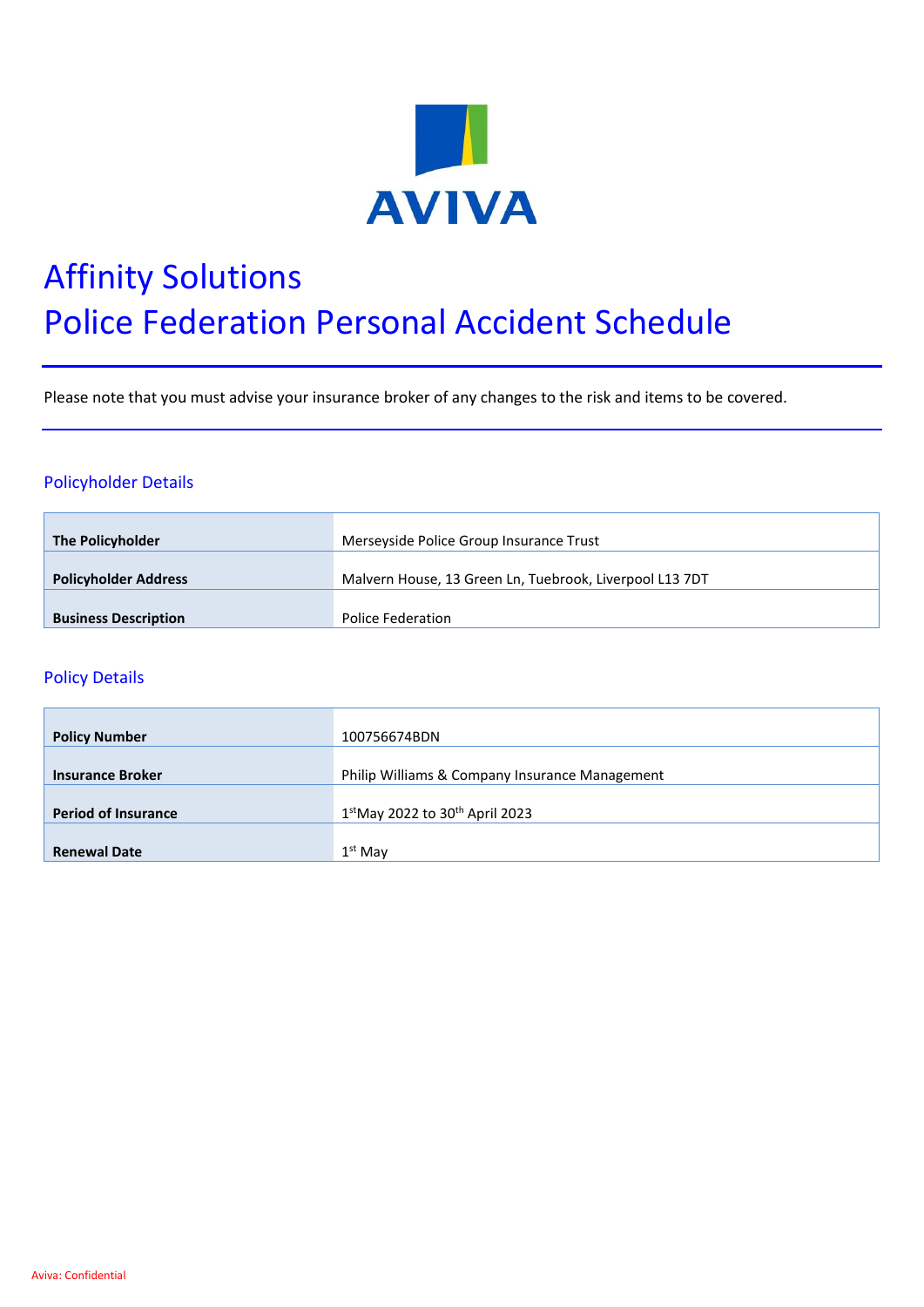# Affinity Solutions
# Police Federation Personal Accident Schedule

Please note that you must advise your insurance broker of any changes to the risk and items to be covered.

## Policyholder Details

| | |
|---|---|
| **The Policyholder** | Merseyside Police Group Insurance Trust |
| **Policyholder Address** | Malvern House, 13 Green Ln, Tuebrook, Liverpool L13 7DT |
| **Business Description** | Police Federation |

## Policy Details

| | |
|---|---|
| **Policy Number** | 100756674BDN |
| **Insurance Broker** | Philip Williams & Company Insurance Management |
| **Period of Insurance** | 1st May 2022 to 30th April 2023 |
| **Renewal Date** | 1st May |

Aviva: Confidential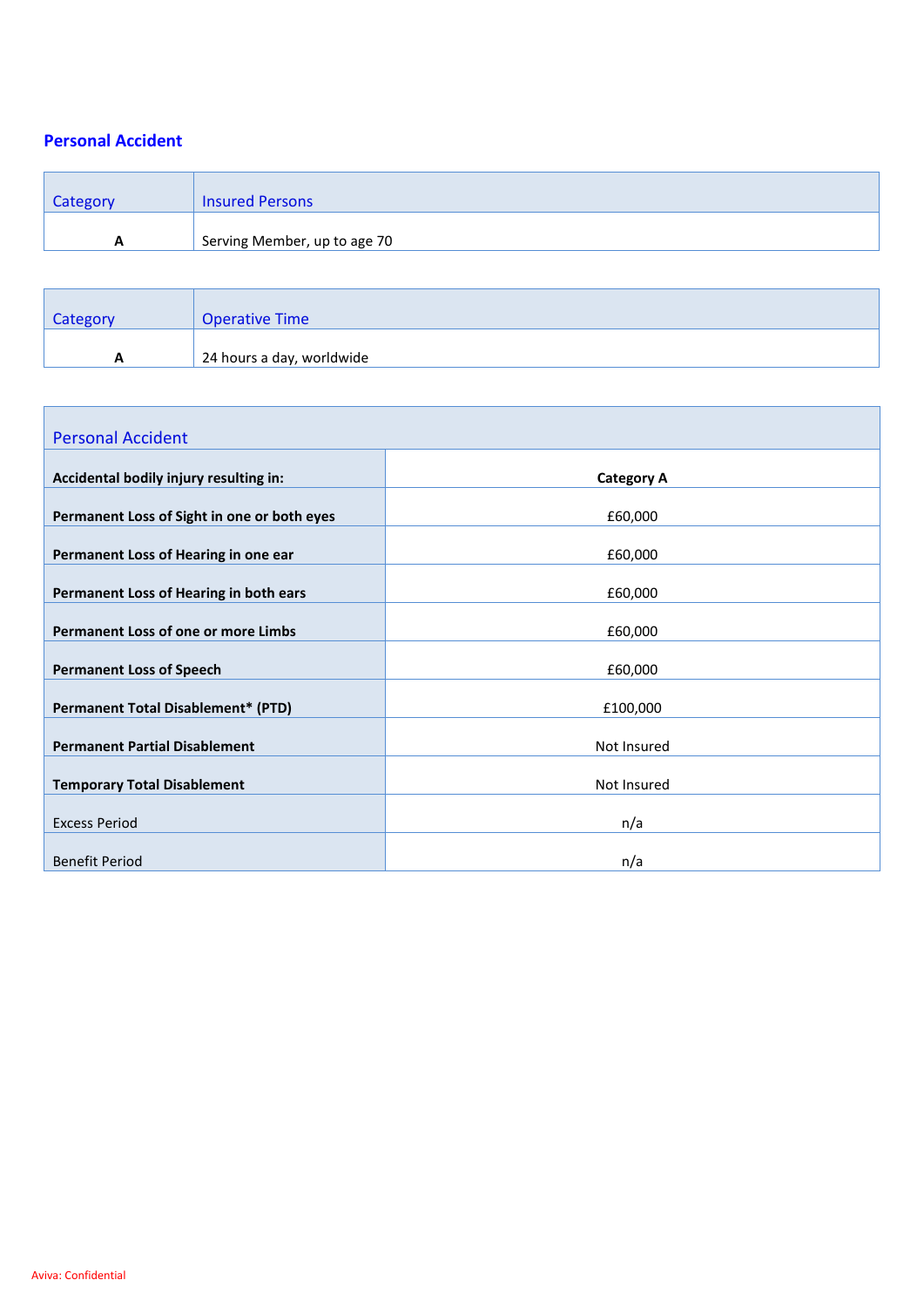## Personal Accident

| Category | Insured Persons |
|---|---|
| **A** | Serving Member, up to age 70 |

| Category | Operative Time |
|---|---|
| **A** | 24 hours a day, worldwide |

| Personal Accident | |
|---|---|
| **Accidental bodily injury resulting in:** | **Category A** |
| **Permanent Loss of Sight in one or both eyes** | £60,000 |
| **Permanent Loss of Hearing in one ear** | £60,000 |
| **Permanent Loss of Hearing in both ears** | £60,000 |
| **Permanent Loss of one or more Limbs** | £60,000 |
| **Permanent Loss of Speech** | £60,000 |
| **Permanent Total Disablement* (PTD)** | £100,000 |
| **Permanent Partial Disablement** | Not Insured |
| **Temporary Total Disablement** | Not Insured |
| Excess Period | n/a |
| Benefit Period | n/a |

Aviva: Confidential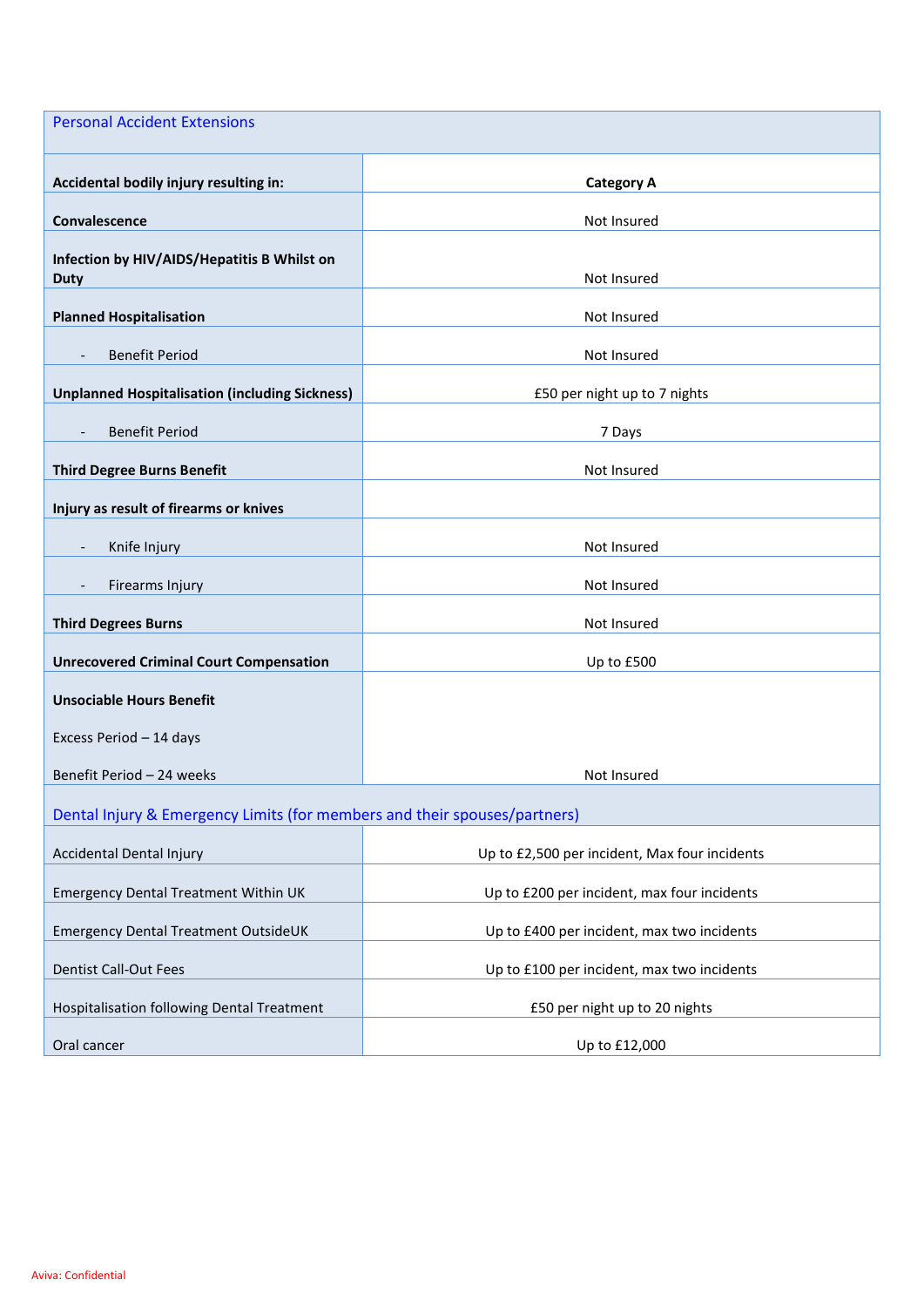| Personal Accident Extensions | |
|---|---|
| **Accidental bodily injury resulting in:** | **Category A** |
| **Convalescence** | Not Insured |
| **Infection by HIV/AIDS/Hepatitis B Whilst on Duty** | Not Insured |
| **Planned Hospitalisation** | Not Insured |
| - Benefit Period | Not Insured |
| **Unplanned Hospitalisation (including Sickness)** | £50 per night up to 7 nights |
| - Benefit Period | 7 Days |
| **Third Degree Burns Benefit** | Not Insured |
| **Injury as result of firearms or knives** | |
| - Knife Injury | Not Insured |
| - Firearms Injury | Not Insured |
| **Third Degrees Burns** | Not Insured |
| **Unrecovered Criminal Court Compensation** | Up to £500 |
| **Unsociable Hours Benefit**<br><br>Excess Period – 14 days<br><br>Benefit Period – 24 weeks | Not Insured |
| Dental Injury & Emergency Limits (for members and their spouses/partners) | |
| Accidental Dental Injury | Up to £2,500 per incident, Max four incidents |
| Emergency Dental Treatment Within UK | Up to £200 per incident, max four incidents |
| Emergency Dental Treatment OutsideUK | Up to £400 per incident, max two incidents |
| Dentist Call-Out Fees | Up to £100 per incident, max two incidents |
| Hospitalisation following Dental Treatment | £50 per night up to 20 nights |
| Oral cancer | Up to £12,000 |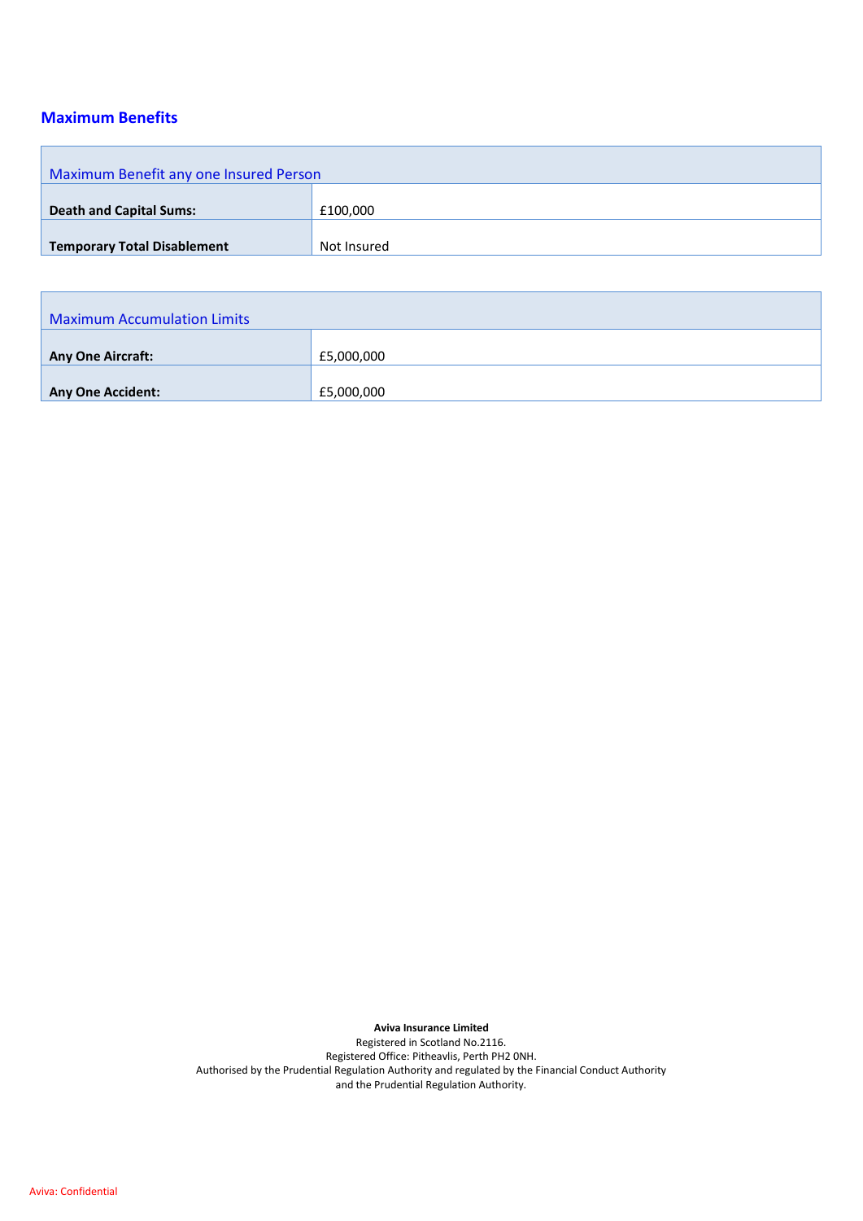## Maximum Benefits

| Maximum Benefit any one Insured Person | |
|---|---|
| **Death and Capital Sums:** | £100,000 |
| **Temporary Total Disablement** | Not Insured |

| Maximum Accumulation Limits | |
|---|---|
| **Any One Aircraft:** | £5,000,000 |
| **Any One Accident:** | £5,000,000 |

**Aviva Insurance Limited**
Registered in Scotland No.2116.
Registered Office: Pitheavlis, Perth PH2 0NH.
Authorised by the Prudential Regulation Authority and regulated by the Financial Conduct Authority and the Prudential Regulation Authority.

Aviva: Confidential